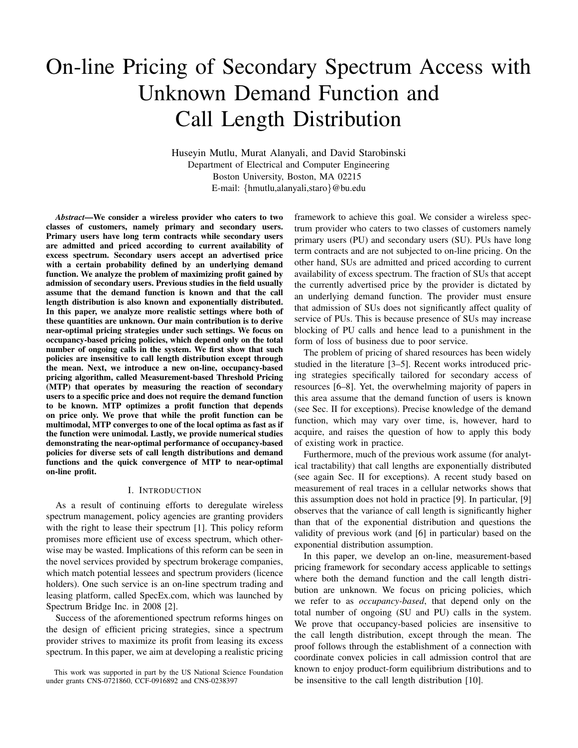# On-line Pricing of Secondary Spectrum Access with Unknown Demand Function and Call Length Distribution

Huseyin Mutlu, Murat Alanyali, and David Starobinski
Department of Electrical and Computer Engineering
Boston University, Boston, MA 02215
E-mail: {hmutlu,alanyali,staro}@bu.edu

***Abstract*—We consider a wireless provider who caters to two classes of customers, namely primary and secondary users. Primary users have long term contracts while secondary users are admitted and priced according to current availability of excess spectrum. Secondary users accept an advertised price with a certain probability defined by an underlying demand function. We analyze the problem of maximizing profit gained by admission of secondary users. Previous studies in the field usually assume that the demand function is known and that the call length distribution is also known and exponentially distributed. In this paper, we analyze more realistic settings where both of these quantities are unknown. Our main contribution is to derive near-optimal pricing strategies under such settings. We focus on occupancy-based pricing policies, which depend only on the total number of ongoing calls in the system. We first show that such policies are insensitive to call length distribution except through the mean. Next, we introduce a new on-line, occupancy-based pricing algorithm, called Measurement-based Threshold Pricing (MTP) that operates by measuring the reaction of secondary users to a specific price and does not require the demand function to be known. MTP optimizes a profit function that depends on price only. We prove that while the profit function can be multimodal, MTP converges to one of the local optima as fast as if the function were unimodal. Lastly, we provide numerical studies demonstrating the near-optimal performance of occupancy-based policies for diverse sets of call length distributions and demand functions and the quick convergence of MTP to near-optimal on-line profit.**

## I. Introduction

As a result of continuing efforts to deregulate wireless spectrum management, policy agencies are granting providers with the right to lease their spectrum [1]. This policy reform promises more efficient use of excess spectrum, which otherwise may be wasted. Implications of this reform can be seen in the novel services provided by spectrum brokerage companies, which match potential lessees and spectrum providers (licence holders). One such service is an on-line spectrum trading and leasing platform, called SpecEx.com, which was launched by Spectrum Bridge Inc. in 2008 [2].

Success of the aforementioned spectrum reforms hinges on the design of efficient pricing strategies, since a spectrum provider strives to maximize its profit from leasing its excess spectrum. In this paper, we aim at developing a realistic pricing framework to achieve this goal. We consider a wireless spectrum provider who caters to two classes of customers namely primary users (PU) and secondary users (SU). PUs have long term contracts and are not subjected to on-line pricing. On the other hand, SUs are admitted and priced according to current availability of excess spectrum. The fraction of SUs that accept the currently advertised price by the provider is dictated by an underlying demand function. The provider must ensure that admission of SUs does not significantly affect quality of service of PUs. This is because presence of SUs may increase blocking of PU calls and hence lead to a punishment in the form of loss of business due to poor service.

The problem of pricing of shared resources has been widely studied in the literature [3–5]. Recent works introduced pricing strategies specifically tailored for secondary access of resources [6–8]. Yet, the overwhelming majority of papers in this area assume that the demand function of users is known (see Sec. II for exceptions). Precise knowledge of the demand function, which may vary over time, is, however, hard to acquire, and raises the question of how to apply this body of existing work in practice.

Furthermore, much of the previous work assume (for analytical tractability) that call lengths are exponentially distributed (see again Sec. II for exceptions). A recent study based on measurement of real traces in a cellular networks shows that this assumption does not hold in practice [9]. In particular, [9] observes that the variance of call length is significantly higher than that of the exponential distribution and questions the validity of previous work (and [6] in particular) based on the exponential distribution assumption.

In this paper, we develop an on-line, measurement-based pricing framework for secondary access applicable to settings where both the demand function and the call length distribution are unknown. We focus on pricing policies, which we refer to as *occupancy-based*, that depend only on the total number of ongoing (SU and PU) calls in the system. We prove that occupancy-based policies are insensitive to the call length distribution, except through the mean. The proof follows through the establishment of a connection with coordinate convex policies in call admission control that are known to enjoy product-form equilibrium distributions and to be insensitive to the call length distribution [10].

This work was supported in part by the US National Science Foundation under grants CNS-0721860, CCF-0916892 and CNS-0238397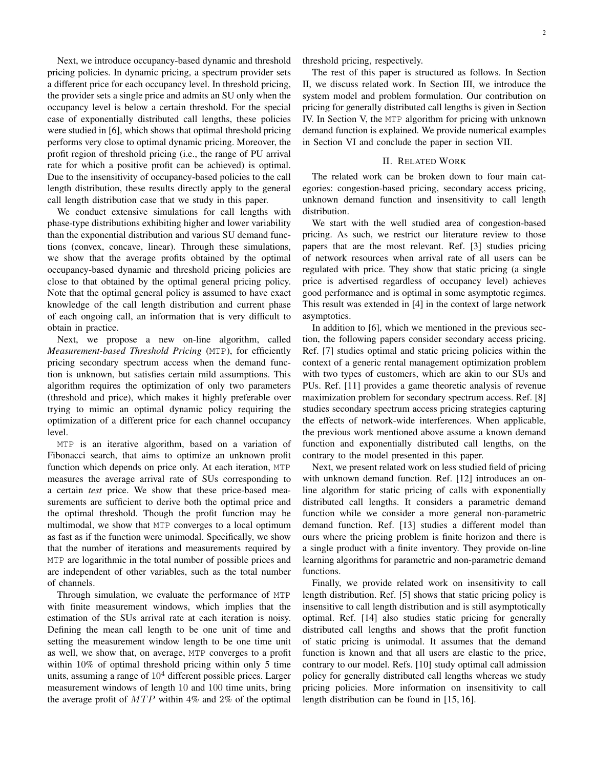Next, we introduce occupancy-based dynamic and threshold pricing policies. In dynamic pricing, a spectrum provider sets a different price for each occupancy level. In threshold pricing, the provider sets a single price and admits an SU only when the occupancy level is below a certain threshold. For the special case of exponentially distributed call lengths, these policies were studied in [6], which shows that optimal threshold pricing performs very close to optimal dynamic pricing. Moreover, the profit region of threshold pricing (i.e., the range of PU arrival rate for which a positive profit can be achieved) is optimal. Due to the insensitivity of occupancy-based policies to the call length distribution, these results directly apply to the general call length distribution case that we study in this paper.

We conduct extensive simulations for call lengths with phase-type distributions exhibiting higher and lower variability than the exponential distribution and various SU demand functions (convex, concave, linear). Through these simulations, we show that the average profits obtained by the optimal occupancy-based dynamic and threshold pricing policies are close to that obtained by the optimal general pricing policy. Note that the optimal general policy is assumed to have exact knowledge of the call length distribution and current phase of each ongoing call, an information that is very difficult to obtain in practice.

Next, we propose a new on-line algorithm, called *Measurement-based Threshold Pricing* (MTP), for efficiently pricing secondary spectrum access when the demand function is unknown, but satisfies certain mild assumptions. This algorithm requires the optimization of only two parameters (threshold and price), which makes it highly preferable over trying to mimic an optimal dynamic policy requiring the optimization of a different price for each channel occupancy level.

MTP is an iterative algorithm, based on a variation of Fibonacci search, that aims to optimize an unknown profit function which depends on price only. At each iteration, MTP measures the average arrival rate of SUs corresponding to a certain *test* price. We show that these price-based measurements are sufficient to derive both the optimal price and the optimal threshold. Though the profit function may be multimodal, we show that MTP converges to a local optimum as fast as if the function were unimodal. Specifically, we show that the number of iterations and measurements required by MTP are logarithmic in the total number of possible prices and are independent of other variables, such as the total number of channels.

Through simulation, we evaluate the performance of MTP with finite measurement windows, which implies that the estimation of the SUs arrival rate at each iteration is noisy. Defining the mean call length to be one unit of time and setting the measurement window length to be one time unit as well, we show that, on average, MTP converges to a profit within 10% of optimal threshold pricing within only 5 time units, assuming a range of $10^4$ different possible prices. Larger measurement windows of length 10 and 100 time units, bring the average profit of $MTP$ within 4% and 2% of the optimal threshold pricing, respectively.

The rest of this paper is structured as follows. In Section II, we discuss related work. In Section III, we introduce the system model and problem formulation. Our contribution on pricing for generally distributed call lengths is given in Section IV. In Section V, the MTP algorithm for pricing with unknown demand function is explained. We provide numerical examples in Section VI and conclude the paper in section VII.

## II. Related Work

The related work can be broken down to four main categories: congestion-based pricing, secondary access pricing, unknown demand function and insensitivity to call length distribution.

We start with the well studied area of congestion-based pricing. As such, we restrict our literature review to those papers that are the most relevant. Ref. [3] studies pricing of network resources when arrival rate of all users can be regulated with price. They show that static pricing (a single price is advertised regardless of occupancy level) achieves good performance and is optimal in some asymptotic regimes. This result was extended in [4] in the context of large network asymptotics.

In addition to [6], which we mentioned in the previous section, the following papers consider secondary access pricing. Ref. [7] studies optimal and static pricing policies within the context of a generic rental management optimization problem with two types of customers, which are akin to our SUs and PUs. Ref. [11] provides a game theoretic analysis of revenue maximization problem for secondary spectrum access. Ref. [8] studies secondary spectrum access pricing strategies capturing the effects of network-wide interferences. When applicable, the previous work mentioned above assume a known demand function and exponentially distributed call lengths, on the contrary to the model presented in this paper.

Next, we present related work on less studied field of pricing with unknown demand function. Ref. [12] introduces an on-line algorithm for static pricing of calls with exponentially distributed call lengths. It considers a parametric demand function while we consider a more general non-parametric demand function. Ref. [13] studies a different model than ours where the pricing problem is finite horizon and there is a single product with a finite inventory. They provide on-line learning algorithms for parametric and non-parametric demand functions.

Finally, we provide related work on insensitivity to call length distribution. Ref. [5] shows that static pricing policy is insensitive to call length distribution and is still asymptotically optimal. Ref. [14] also studies static pricing for generally distributed call lengths and shows that the profit function of static pricing is unimodal. It assumes that the demand function is known and that all users are elastic to the price, contrary to our model. Refs. [10] study optimal call admission policy for generally distributed call lengths whereas we study pricing policies. More information on insensitivity to call length distribution can be found in [15, 16].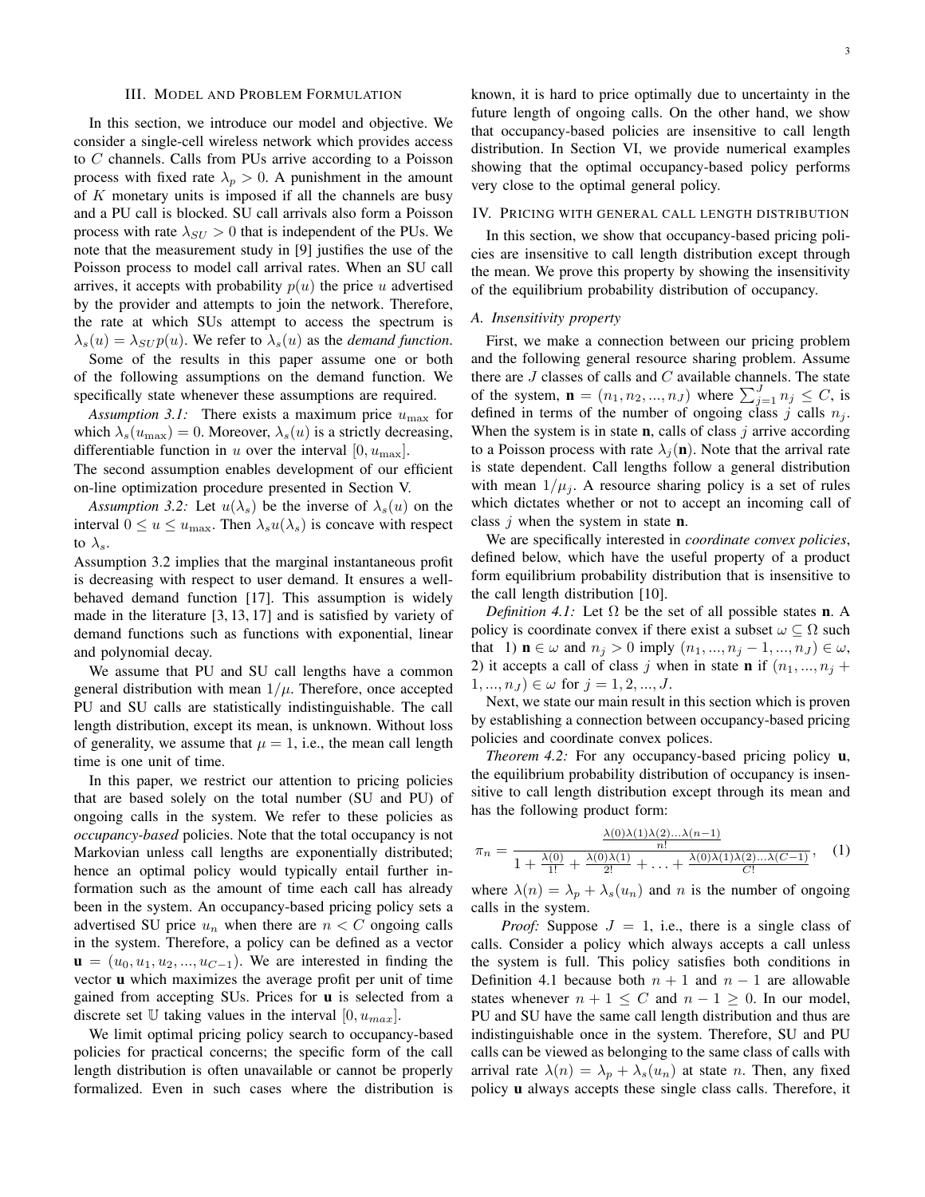## III. Model and Problem Formulation

In this section, we introduce our model and objective. We consider a single-cell wireless network which provides access to $C$ channels. Calls from PUs arrive according to a Poisson process with fixed rate $\lambda_p > 0$. A punishment in the amount of $K$ monetary units is imposed if all the channels are busy and a PU call is blocked. SU call arrivals also form a Poisson process with rate $\lambda_{SU} > 0$ that is independent of the PUs. We note that the measurement study in [9] justifies the use of the Poisson process to model call arrival rates. When an SU call arrives, it accepts with probability $p(u)$ the price $u$ advertised by the provider and attempts to join the network. Therefore, the rate at which SUs attempt to access the spectrum is $\lambda_s(u) = \lambda_{SU} p(u)$. We refer to $\lambda_s(u)$ as the *demand function*.

Some of the results in this paper assume one or both of the following assumptions on the demand function. We specifically state whenever these assumptions are required.

*Assumption 3.1:* There exists a maximum price $u_{\max}$ for which $\lambda_s(u_{\max}) = 0$. Moreover, $\lambda_s(u)$ is a strictly decreasing, differentiable function in $u$ over the interval $[0, u_{\max}]$.

The second assumption enables development of our efficient on-line optimization procedure presented in Section V.

*Assumption 3.2:* Let $u(\lambda_s)$ be the inverse of $\lambda_s(u)$ on the interval $0 \le u \le u_{\max}$. Then $\lambda_s u(\lambda_s)$ is concave with respect to $\lambda_s$.

Assumption 3.2 implies that the marginal instantaneous profit is decreasing with respect to user demand. It ensures a well-behaved demand function [17]. This assumption is widely made in the literature [3, 13, 17] and is satisfied by variety of demand functions such as functions with exponential, linear and polynomial decay.

We assume that PU and SU call lengths have a common general distribution with mean $1/\mu$. Therefore, once accepted PU and SU calls are statistically indistinguishable. The call length distribution, except its mean, is unknown. Without loss of generality, we assume that $\mu = 1$, i.e., the mean call length time is one unit of time.

In this paper, we restrict our attention to pricing policies that are based solely on the total number (SU and PU) of ongoing calls in the system. We refer to these policies as *occupancy-based* policies. Note that the total occupancy is not Markovian unless call lengths are exponentially distributed; hence an optimal policy would typically entail further information such as the amount of time each call has already been in the system. An occupancy-based pricing policy sets a advertised SU price $u_n$ when there are $n < C$ ongoing calls in the system. Therefore, a policy can be defined as a vector $\mathbf{u} = (u_0, u_1, u_2, ..., u_{C-1})$. We are interested in finding the vector $\mathbf{u}$ which maximizes the average profit per unit of time gained from accepting SUs. Prices for $\mathbf{u}$ is selected from a discrete set $\mathbb{U}$ taking values in the interval $[0, u_{max}]$.

We limit optimal pricing policy search to occupancy-based policies for practical concerns; the specific form of the call length distribution is often unavailable or cannot be properly formalized. Even in such cases where the distribution is known, it is hard to price optimally due to uncertainty in the future length of ongoing calls. On the other hand, we show that occupancy-based policies are insensitive to call length distribution. In Section VI, we provide numerical examples showing that the optimal occupancy-based policy performs very close to the optimal general policy.

## IV. Pricing with General Call Length Distribution

In this section, we show that occupancy-based pricing policies are insensitive to call length distribution except through the mean. We prove this property by showing the insensitivity of the equilibrium probability distribution of occupancy.

### A. Insensitivity property

First, we make a connection between our pricing problem and the following general resource sharing problem. Assume there are $J$ classes of calls and $C$ available channels. The state of the system, $\mathbf{n} = (n_1, n_2, ..., n_J)$ where $\sum_{j=1}^{J} n_j \le C$, is defined in terms of the number of ongoing class $j$ calls $n_j$. When the system is in state $\mathbf{n}$, calls of class $j$ arrive according to a Poisson process with rate $\lambda_j(\mathbf{n})$. Note that the arrival rate is state dependent. Call lengths follow a general distribution with mean $1/\mu_j$. A resource sharing policy is a set of rules which dictates whether or not to accept an incoming call of class $j$ when the system in state $\mathbf{n}$.

We are specifically interested in *coordinate convex policies*, defined below, which have the useful property of a product form equilibrium probability distribution that is insensitive to the call length distribution [10].

*Definition 4.1:* Let $\Omega$ be the set of all possible states $\mathbf{n}$. A policy is coordinate convex if there exist a subset $\omega \subseteq \Omega$ such that 1) $\mathbf{n} \in \omega$ and $n_j > 0$ imply $(n_1, ..., n_j - 1, ..., n_J) \in \omega$, 2) it accepts a call of class $j$ when in state $\mathbf{n}$ if $(n_1, ..., n_j + 1, ..., n_J) \in \omega$ for $j = 1, 2, ..., J$.

Next, we state our main result in this section which is proven by establishing a connection between occupancy-based pricing policies and coordinate convex polices.

*Theorem 4.2:* For any occupancy-based pricing policy $\mathbf{u}$, the equilibrium probability distribution of occupancy is insensitive to call length distribution except through its mean and has the following product form:

$$\pi_n = \frac{\frac{\lambda(0)\lambda(1)\lambda(2)...\lambda(n-1)}{n!}}{1 + \frac{\lambda(0)}{1!} + \frac{\lambda(0)\lambda(1)}{2!} + \ldots + \frac{\lambda(0)\lambda(1)\lambda(2)...\lambda(C-1)}{C!}}, \quad (1)$$

where $\lambda(n) = \lambda_p + \lambda_s(u_n)$ and $n$ is the number of ongoing calls in the system.

*Proof:* Suppose $J = 1$, i.e., there is a single class of calls. Consider a policy which always accepts a call unless the system is full. This policy satisfies both conditions in Definition 4.1 because both $n+1$ and $n-1$ are allowable states whenever $n + 1 \le C$ and $n - 1 \ge 0$. In our model, PU and SU have the same call length distribution and thus are indistinguishable once in the system. Therefore, SU and PU calls can be viewed as belonging to the same class of calls with arrival rate $\lambda(n) = \lambda_p + \lambda_s(u_n)$ at state $n$. Then, any fixed policy $\mathbf{u}$ always accepts these single class calls. Therefore, it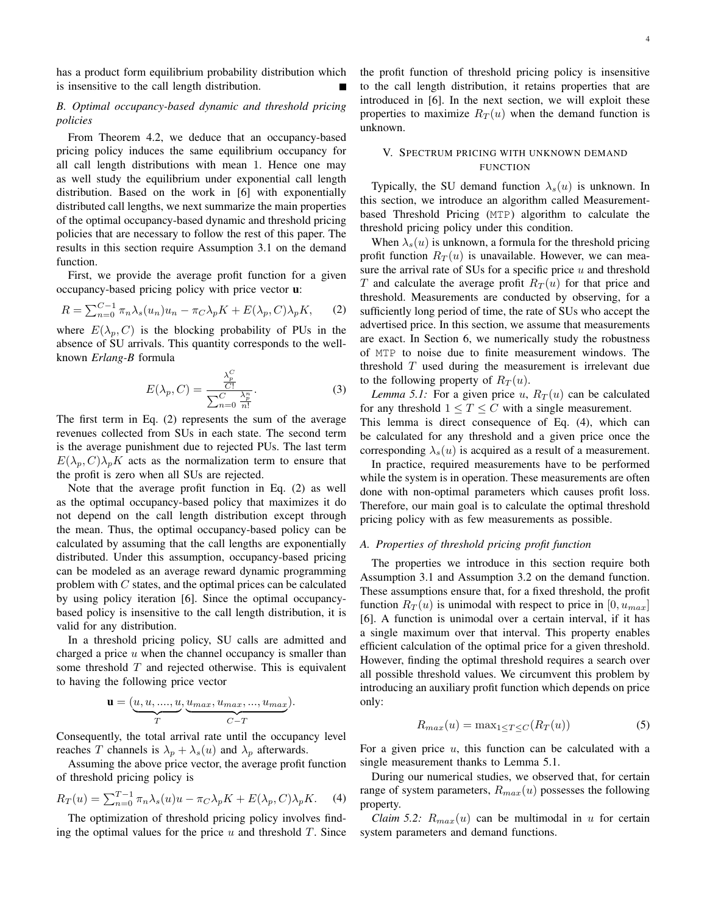has a product form equilibrium probability distribution which is insensitive to the call length distribution. ∎

### B. Optimal occupancy-based dynamic and threshold pricing policies

From Theorem 4.2, we deduce that an occupancy-based pricing policy induces the same equilibrium occupancy for all call length distributions with mean 1. Hence one may as well study the equilibrium under exponential call length distribution. Based on the work in [6] with exponentially distributed call lengths, we next summarize the main properties of the optimal occupancy-based dynamic and threshold pricing policies that are necessary to follow the rest of this paper. The results in this section require Assumption 3.1 on the demand function.

First, we provide the average profit function for a given occupancy-based pricing policy with price vector $\mathbf{u}$:

$$R = \sum_{n=0}^{C-1} \pi_n \lambda_s(u_n) u_n - \pi_C \lambda_p K + E(\lambda_p, C)\lambda_p K, \quad (2)$$

where $E(\lambda_p, C)$ is the blocking probability of PUs in the absence of SU arrivals. This quantity corresponds to the well-known *Erlang-B* formula

$$E(\lambda_p, C) = \frac{\frac{\lambda_p^C}{C!}}{\sum_{n=0}^{C} \frac{\lambda_p^n}{n!}}. \quad (3)$$

The first term in Eq. (2) represents the sum of the average revenues collected from SUs in each state. The second term is the average punishment due to rejected PUs. The last term $E(\lambda_p, C)\lambda_p K$ acts as the normalization term to ensure that the profit is zero when all SUs are rejected.

Note that the average profit function in Eq. (2) as well as the optimal occupancy-based policy that maximizes it do not depend on the call length distribution except through the mean. Thus, the optimal occupancy-based policy can be calculated by assuming that the call lengths are exponentially distributed. Under this assumption, occupancy-based pricing can be modeled as an average reward dynamic programming problem with $C$ states, and the optimal prices can be calculated by using policy iteration [6]. Since the optimal occupancy-based policy is insensitive to the call length distribution, it is valid for any distribution.

In a threshold pricing policy, SU calls are admitted and charged a price $u$ when the channel occupancy is smaller than some threshold $T$ and rejected otherwise. This is equivalent to having the following price vector

$$\mathbf{u} = (\underbrace{u, u, ...., u}_{T}, \underbrace{u_{max}, u_{max}, ..., u_{max}}_{C-T}).$$

Consequently, the total arrival rate until the occupancy level reaches $T$ channels is $\lambda_p + \lambda_s(u)$ and $\lambda_p$ afterwards.

Assuming the above price vector, the average profit function of threshold pricing policy is

$$R_T(u) = \sum_{n=0}^{T-1} \pi_n \lambda_s(u) u - \pi_C \lambda_p K + E(\lambda_p, C)\lambda_p K. \quad (4)$$

The optimization of threshold pricing policy involves finding the optimal values for the price $u$ and threshold $T$. Since the profit function of threshold pricing policy is insensitive to the call length distribution, it retains properties that are introduced in [6]. In the next section, we will exploit these properties to maximize $R_T(u)$ when the demand function is unknown.

## V. Spectrum pricing with unknown demand function

Typically, the SU demand function $\lambda_s(u)$ is unknown. In this section, we introduce an algorithm called Measurement-based Threshold Pricing (MTP) algorithm to calculate the threshold pricing policy under this condition.

When $\lambda_s(u)$ is unknown, a formula for the threshold pricing profit function $R_T(u)$ is unavailable. However, we can measure the arrival rate of SUs for a specific price $u$ and threshold $T$ and calculate the average profit $R_T(u)$ for that price and threshold. Measurements are conducted by observing, for a sufficiently long period of time, the rate of SUs who accept the advertised price. In this section, we assume that measurements are exact. In Section 6, we numerically study the robustness of MTP to noise due to finite measurement windows. The threshold $T$ used during the measurement is irrelevant due to the following property of $R_T(u)$.

*Lemma 5.1:* For a given price $u$, $R_T(u)$ can be calculated for any threshold $1 \leq T \leq C$ with a single measurement.

This lemma is direct consequence of Eq. (4), which can be calculated for any threshold and a given price once the corresponding $\lambda_s(u)$ is acquired as a result of a measurement.

In practice, required measurements have to be performed while the system is in operation. These measurements are often done with non-optimal parameters which causes profit loss. Therefore, our main goal is to calculate the optimal threshold pricing policy with as few measurements as possible.

### A. Properties of threshold pricing profit function

The properties we introduce in this section require both Assumption 3.1 and Assumption 3.2 on the demand function. These assumptions ensure that, for a fixed threshold, the profit function $R_T(u)$ is unimodal with respect to price in $[0, u_{max}]$ [6]. A function is unimodal over a certain interval, if it has a single maximum over that interval. This property enables efficient calculation of the optimal price for a given threshold. However, finding the optimal threshold requires a search over all possible threshold values. We circumvent this problem by introducing an auxiliary profit function which depends on price only:

$$R_{max}(u) = \max_{1 \leq T \leq C}(R_T(u)) \quad (5)$$

For a given price $u$, this function can be calculated with a single measurement thanks to Lemma 5.1.

During our numerical studies, we observed that, for certain range of system parameters, $R_{max}(u)$ possesses the following property.

*Claim 5.2:* $R_{max}(u)$ can be multimodal in $u$ for certain system parameters and demand functions.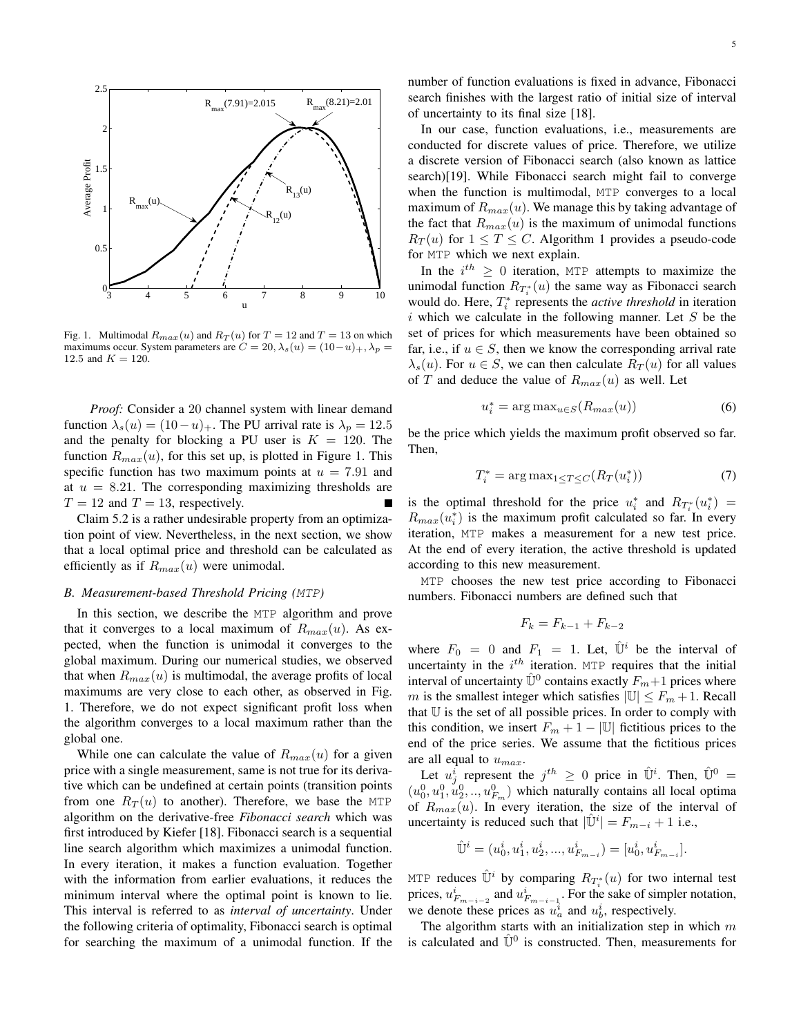Fig. 1. Multimodal $R_{max}(u)$ and $R_T(u)$ for $T = 12$ and $T = 13$ on which maximums occur. System parameters are $C = 20, \lambda_s(u) = (10-u)_+, \lambda_p = 12.5$ and $K = 120$.

*Proof:* Consider a 20 channel system with linear demand function $\lambda_s(u) = (10-u)_+$. The PU arrival rate is $\lambda_p = 12.5$ and the penalty for blocking a PU user is $K = 120$. The function $R_{max}(u)$, for this set up, is plotted in Figure 1. This specific function has two maximum points at $u = 7.91$ and at $u = 8.21$. The corresponding maximizing thresholds are $T = 12$ and $T = 13$, respectively. ∎

Claim 5.2 is a rather undesirable property from an optimization point of view. Nevertheless, in the next section, we show that a local optimal price and threshold can be calculated as efficiently as if $R_{max}(u)$ were unimodal.

### *B. Measurement-based Threshold Pricing (MTP)*

In this section, we describe the MTP algorithm and prove that it converges to a local maximum of $R_{max}(u)$. As expected, when the function is unimodal it converges to the global maximum. During our numerical studies, we observed that when $R_{max}(u)$ is multimodal, the average profits of local maximums are very close to each other, as observed in Fig. 1. Therefore, we do not expect significant profit loss when the algorithm converges to a local maximum rather than the global one.

While one can calculate the value of $R_{max}(u)$ for a given price with a single measurement, same is not true for its derivative which can be undefined at certain points (transition points from one $R_T(u)$ to another). Therefore, we base the MTP algorithm on the derivative-free *Fibonacci search* which was first introduced by Kiefer [18]. Fibonacci search is a sequential line search algorithm which maximizes a unimodal function. In every iteration, it makes a function evaluation. Together with the information from earlier evaluations, it reduces the minimum interval where the optimal point is known to lie. This interval is referred to as *interval of uncertainty*. Under the following criteria of optimality, Fibonacci search is optimal for searching the maximum of a unimodal function. If the number of function evaluations is fixed in advance, Fibonacci search finishes with the largest ratio of initial size of interval of uncertainty to its final size [18].

In our case, function evaluations, i.e., measurements are conducted for discrete values of price. Therefore, we utilize a discrete version of Fibonacci search (also known as lattice search)[19]. While Fibonacci search might fail to converge when the function is multimodal, MTP converges to a local maximum of $R_{max}(u)$. We manage this by taking advantage of the fact that $R_{max}(u)$ is the maximum of unimodal functions $R_T(u)$ for $1 \le T \le C$. Algorithm 1 provides a pseudo-code for MTP which we next explain.

In the $i^{th} \ge 0$ iteration, MTP attempts to maximize the unimodal function $R_{T_i^*}(u)$ the same way as Fibonacci search would do. Here, $T_i^*$ represents the *active threshold* in iteration $i$ which we calculate in the following manner. Let $S$ be the set of prices for which measurements have been obtained so far, i.e., if $u \in S$, then we know the corresponding arrival rate $\lambda_s(u)$. For $u \in S$, we can then calculate $R_T(u)$ for all values of $T$ and deduce the value of $R_{max}(u)$ as well. Let

$$u_i^* = \arg\max_{u \in S}(R_{max}(u)) \tag{6}$$

be the price which yields the maximum profit observed so far. Then,

$$T_i^* = \arg\max_{1 \le T \le C}(R_T(u_i^*)) \tag{7}$$

is the optimal threshold for the price $u_i^*$ and $R_{T_i^*}(u_i^*) = R_{max}(u_i^*)$ is the maximum profit calculated so far. In every iteration, MTP makes a measurement for a new test price. At the end of every iteration, the active threshold is updated according to this new measurement.

MTP chooses the new test price according to Fibonacci numbers. Fibonacci numbers are defined such that

$$F_k = F_{k-1} + F_{k-2}$$

where $F_0 = 0$ and $F_1 = 1$. Let, $\hat{\mathbb{U}}^i$ be the interval of uncertainty in the $i^{th}$ iteration. MTP requires that the initial interval of uncertainty $\hat{\mathbb{U}}^0$ contains exactly $F_m+1$ prices where $m$ is the smallest integer which satisfies $|\mathbb{U}| \le F_m + 1$. Recall that $\mathbb{U}$ is the set of all possible prices. In order to comply with this condition, we insert $F_m + 1 - |\mathbb{U}|$ fictitious prices to the end of the price series. We assume that the fictitious prices are all equal to $u_{max}$.

Let $u_j^i$ represent the $j^{th} \ge 0$ price in $\hat{\mathbb{U}}^i$. Then, $\hat{\mathbb{U}}^0 = (u_0^0, u_1^0, u_2^0, .., u_{F_m}^0)$ which naturally contains all local optima of $R_{max}(u)$. In every iteration, the size of the interval of uncertainty is reduced such that $|\hat{\mathbb{U}}^i| = F_{m-i} + 1$ i.e.,

$$\hat{\mathbb{U}}^i = (u_0^i, u_1^i, u_2^i, ..., u_{F_{m-i}}^i) = [u_0^i, u_{F_{m-i}}^i].$$

MTP reduces $\hat{\mathbb{U}}^i$ by comparing $R_{T_i^*}(u)$ for two internal test prices, $u_{F_{m-i-2}}^i$ and $u_{F_{m-i-1}}^i$. For the sake of simpler notation, we denote these prices as $u_a^i$ and $u_b^i$, respectively.

The algorithm starts with an initialization step in which $m$ is calculated and $\hat{\mathbb{U}}^0$ is constructed. Then, measurements for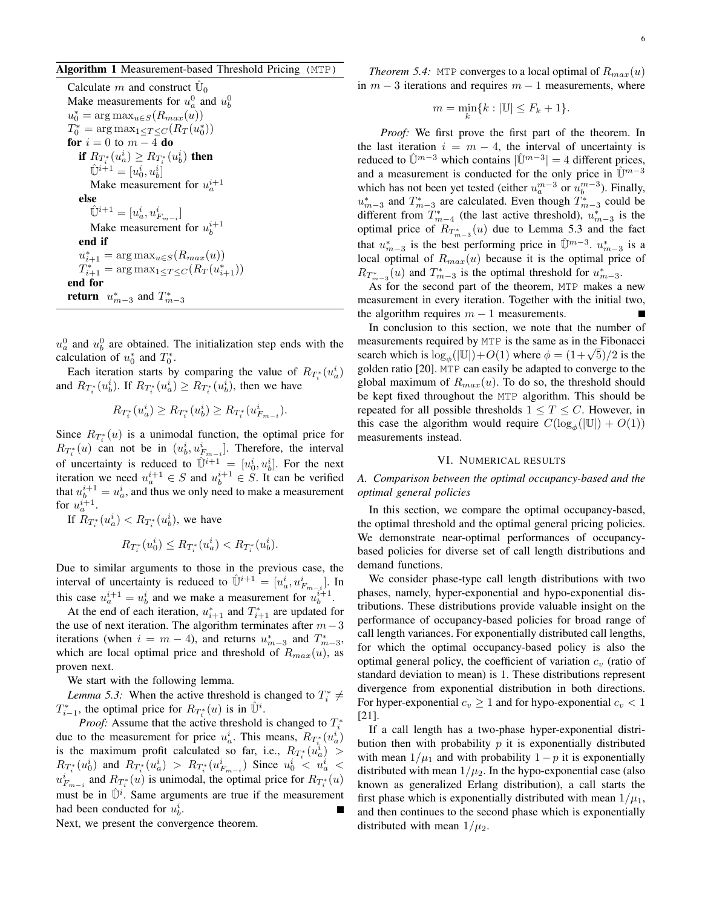**Algorithm 1** Measurement-based Threshold Pricing (MTP)

```
Calculate m and construct Û_0
Make measurements for u_a^0 and u_b^0
u_0^* = arg max_{u∈S}(R_max(u))
T_0^* = arg max_{1≤T≤C}(R_T(u_0^*))
for i = 0 to m − 4 do
    if R_{T_i^*}(u_a^i) ≥ R_{T_i^*}(u_b^i) then
        Û^{i+1} = [u_0^i, u_b^i]
        Make measurement for u_a^{i+1}
    else
        Û^{i+1} = [u_a^i, u_{F_{m−i}}^i]
        Make measurement for u_b^{i+1}
    end if
    u_{i+1}^* = arg max_{u∈S}(R_max(u))
    T_{i+1}^* = arg max_{1≤T≤C}(R_T(u_{i+1}^*))
end for
return u_{m−3}^* and T_{m−3}^*
```

$u_a^0$ and $u_b^0$ are obtained. The initialization step ends with the calculation of $u_0^*$ and $T_0^*$.

Each iteration starts by comparing the value of $R_{T_i^*}(u_a^i)$ and $R_{T_i^*}(u_b^i)$. If $R_{T_i^*}(u_a^i) \geq R_{T_i^*}(u_b^i)$, then we have

$$R_{T_i^*}(u_a^i) \geq R_{T_i^*}(u_b^i) \geq R_{T_i^*}(u_{F_{m-i}}^i).$$

Since $R_{T_i^*}(u)$ is a unimodal function, the optimal price for $R_{T_i^*}(u)$ can not be in $(u_b^i, u_{F_{m-i}}^i]$. Therefore, the interval of uncertainty is reduced to $\hat{\mathbb{U}}^{i+1} = [u_0^i, u_b^i]$. For the next iteration we need $u_a^{i+1} \in S$ and $u_b^{i+1} \in S$. It can be verified that $u_b^{i+1} = u_a^i$, and thus we only need to make a measurement for $u_a^{i+1}$.

If $R_{T_i^*}(u_a^i) < R_{T_i^*}(u_b^i)$, we have

$$R_{T_i^*}(u_0^i) \leq R_{T_i^*}(u_a^i) < R_{T_i^*}(u_b^i).$$

Due to similar arguments to those in the previous case, the interval of uncertainty is reduced to $\hat{\mathbb{U}}^{i+1} = [u_a^i, u_{F_{m-i}}^i]$. In this case $u_a^{i+1} = u_b^i$ and we make a measurement for $u_b^{i+1}$.

At the end of each iteration, $u_{i+1}^*$ and $T_{i+1}^*$ are updated for the use of next iteration. The algorithm terminates after $m-3$ iterations (when $i = m-4$), and returns $u_{m-3}^*$ and $T_{m-3}^*$, which are local optimal price and threshold of $R_{max}(u)$, as proven next.

We start with the following lemma.

*Lemma 5.3:* When the active threshold is changed to $T_i^* \neq T_{i-1}^*$, the optimal price for $R_{T_i^*}(u)$ is in $\hat{\mathbb{U}}^i$.

*Proof:* Assume that the active threshold is changed to $T_i^*$ due to the measurement for price $u_a^i$. This means, $R_{T_i^*}(u_a^i)$ is the maximum profit calculated so far, i.e., $R_{T_i^*}(u_a^i) > R_{T_i^*}(u_0^i)$ and $R_{T_i^*}(u_a^i) > R_{T_i^*}(u_{F_{m-i}}^i)$ Since $u_0^i < u_a^i < u_{F_{m-i}}^i$ and $R_{T_i^*}(u)$ is unimodal, the optimal price for $R_{T_i^*}(u)$ must be in $\hat{\mathbb{U}}^i$. Same arguments are true if the measurement had been conducted for $u_b^i$. ∎

Next, we present the convergence theorem.

*Theorem 5.4:* MTP converges to a local optimal of $R_{max}(u)$ in $m-3$ iterations and requires $m-1$ measurements, where

$$m = \min_k \{k : |\mathbb{U}| \leq F_k + 1\}.$$

*Proof:* We first prove the first part of the theorem. In the last iteration $i = m-4$, the interval of uncertainty is reduced to $\hat{\mathbb{U}}^{m-3}$ which contains $|\hat{\mathbb{U}}^{m-3}| = 4$ different prices, and a measurement is conducted for the only price in $\hat{\mathbb{U}}^{m-3}$ which has not been yet tested (either $u_a^{m-3}$ or $u_b^{m-3}$). Finally, $u_{m-3}^*$ and $T_{m-3}^*$ are calculated. Even though $T_{m-3}^*$ could be different from $T_{m-4}^*$ (the last active threshold), $u_{m-3}^*$ is the optimal price of $R_{T_{m-3}^*}(u)$ due to Lemma 5.3 and the fact that $u_{m-3}^*$ is the best performing price in $\hat{\mathbb{U}}^{m-3}$. $u_{m-3}^*$ is a local optimal of $R_{max}(u)$ because it is the optimal price of $R_{T_{m-3}^*}(u)$ and $T_{m-3}^*$ is the optimal threshold for $u_{m-3}^*$.

As for the second part of the theorem, MTP makes a new measurement in every iteration. Together with the initial two, the algorithm requires $m-1$ measurements. ∎

In conclusion to this section, we note that the number of measurements required by MTP is the same as in the Fibonacci search which is $\log_\phi(|\mathbb{U}|) + O(1)$ where $\phi = (1+\sqrt{5})/2$ is the golden ratio [20]. MTP can easily be adapted to converge to the global maximum of $R_{max}(u)$. To do so, the threshold should be kept fixed throughout the MTP algorithm. This should be repeated for all possible thresholds $1 \leq T \leq C$. However, in this case the algorithm would require $C(\log_\phi(|\mathbb{U}|) + O(1))$ measurements instead.

## VI. Numerical results

### A. Comparison between the optimal occupancy-based and the optimal general policies

In this section, we compare the optimal occupancy-based, the optimal threshold and the optimal general pricing policies. We demonstrate near-optimal performances of occupancy-based policies for diverse set of call length distributions and demand functions.

We consider phase-type call length distributions with two phases, namely, hyper-exponential and hypo-exponential distributions. These distributions provide valuable insight on the performance of occupancy-based policies for broad range of call length variances. For exponentially distributed call lengths, for which the optimal occupancy-based policy is also the optimal general policy, the coefficient of variation $c_v$ (ratio of standard deviation to mean) is 1. These distributions represent divergence from exponential distribution in both directions. For hyper-exponential $c_v \geq 1$ and for hypo-exponential $c_v < 1$ [21].

If a call length has a two-phase hyper-exponential distribution then with probability $p$ it is exponentially distributed with mean $1/\mu_1$ and with probability $1-p$ it is exponentially distributed with mean $1/\mu_2$. In the hypo-exponential case (also known as generalized Erlang distribution), a call starts the first phase which is exponentially distributed with mean $1/\mu_1$, and then continues to the second phase which is exponentially distributed with mean $1/\mu_2$.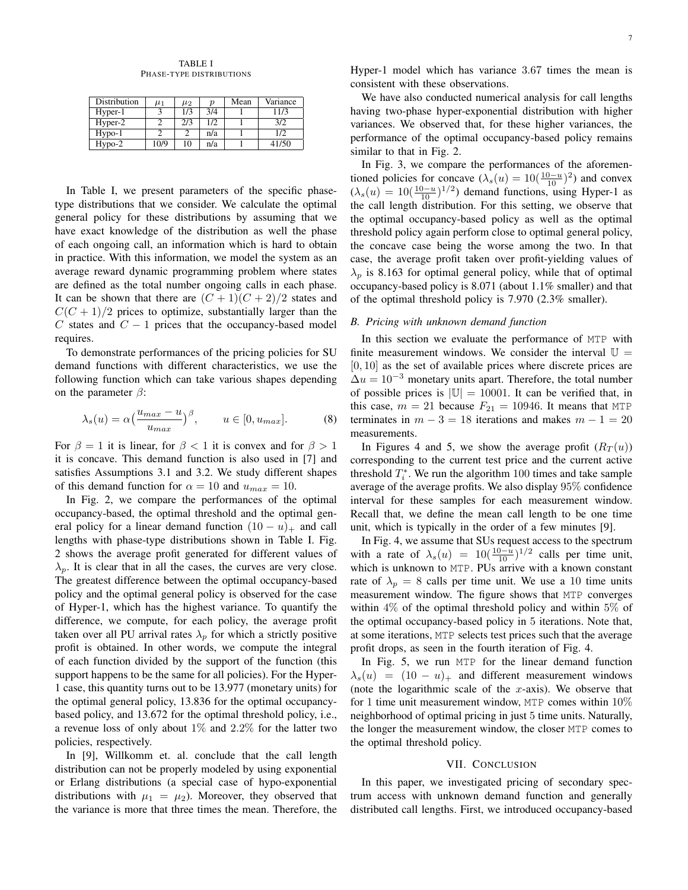TABLE I
PHASE-TYPE DISTRIBUTIONS

| Distribution | $\mu_1$ | $\mu_2$ | $p$ | Mean | Variance |
|---|---|---|---|---|---|
| Hyper-1 | 3 | 1/3 | 3/4 | 1 | 11/3 |
| Hyper-2 | 2 | 2/3 | 1/2 | 1 | 3/2 |
| Hypo-1 | 2 | 2 | n/a | 1 | 1/2 |
| Hypo-2 | 10/9 | 10 | n/a | 1 | 41/50 |

In Table I, we present parameters of the specific phase-type distributions that we consider. We calculate the optimal general policy for these distributions by assuming that we have exact knowledge of the distribution as well the phase of each ongoing call, an information which is hard to obtain in practice. With this information, we model the system as an average reward dynamic programming problem where states are defined as the total number ongoing calls in each phase. It can be shown that there are $(C+1)(C+2)/2$ states and $C(C+1)/2$ prices to optimize, substantially larger than the $C$ states and $C-1$ prices that the occupancy-based model requires.

To demonstrate performances of the pricing policies for SU demand functions with different characteristics, we use the following function which can take various shapes depending on the parameter $\beta$:

$$\lambda_s(u) = \alpha\Big(\frac{u_{max}-u}{u_{max}}\Big)^{\beta}, \qquad u \in [0, u_{max}]. \tag{8}$$

For $\beta = 1$ it is linear, for $\beta < 1$ it is convex and for $\beta > 1$ it is concave. This demand function is also used in [7] and satisfies Assumptions 3.1 and 3.2. We study different shapes of this demand function for $\alpha = 10$ and $u_{max} = 10$.

In Fig. 2, we compare the performances of the optimal occupancy-based, the optimal threshold and the optimal general policy for a linear demand function $(10-u)_+$ and call lengths with phase-type distributions shown in Table I. Fig. 2 shows the average profit generated for different values of $\lambda_p$. It is clear that in all the cases, the curves are very close. The greatest difference between the optimal occupancy-based policy and the optimal general policy is observed for the case of Hyper-1, which has the highest variance. To quantify the difference, we compute, for each policy, the average profit taken over all PU arrival rates $\lambda_p$ for which a strictly positive profit is obtained. In other words, we compute the integral of each function divided by the support of the function (this support happens to be the same for all policies). For the Hyper-1 case, this quantity turns out to be 13.977 (monetary units) for the optimal general policy, 13.836 for the optimal occupancy-based policy, and 13.672 for the optimal threshold policy, i.e., a revenue loss of only about 1% and 2.2% for the latter two policies, respectively.

In [9], Willkomm et. al. conclude that the call length distribution can not be properly modeled by using exponential or Erlang distributions (a special case of hypo-exponential distributions with $\mu_1 = \mu_2$). Moreover, they observed that the variance is more that three times the mean. Therefore, the Hyper-1 model which has variance 3.67 times the mean is consistent with these observations.

We have also conducted numerical analysis for call lengths having two-phase hyper-exponential distribution with higher variances. We observed that, for these higher variances, the performance of the optimal occupancy-based policy remains similar to that in Fig. 2.

In Fig. 3, we compare the performances of the aforementioned policies for concave ($\lambda_s(u) = 10(\frac{10-u}{10})^2$) and convex ($\lambda_s(u) = 10(\frac{10-u}{10})^{1/2}$) demand functions, using Hyper-1 as the call length distribution. For this setting, we observe that the optimal occupancy-based policy as well as the optimal threshold policy again perform close to optimal general policy, the concave case being the worse among the two. In that case, the average profit taken over profit-yielding values of $\lambda_p$ is 8.163 for optimal general policy, while that of optimal occupancy-based policy is 8.071 (about 1.1% smaller) and that of the optimal threshold policy is 7.970 (2.3% smaller).

### B. Pricing with unknown demand function

In this section we evaluate the performance of MTP with finite measurement windows. We consider the interval $\mathbb{U} = [0, 10]$ as the set of available prices where discrete prices are $\Delta u = 10^{-3}$ monetary units apart. Therefore, the total number of possible prices is $|\mathbb{U}| = 10001$. It can be verified that, in this case, $m = 21$ because $F_{21} = 10946$. It means that MTP terminates in $m-3 = 18$ iterations and makes $m-1 = 20$ measurements.

In Figures 4 and 5, we show the average profit ($R_T(u)$) corresponding to the current test price and the current active threshold $T_i^*$. We run the algorithm 100 times and take sample average of the average profits. We also display 95% confidence interval for these samples for each measurement window. Recall that, we define the mean call length to be one time unit, which is typically in the order of a few minutes [9].

In Fig. 4, we assume that SUs request access to the spectrum with a rate of $\lambda_s(u) = 10(\frac{10-u}{10})^{1/2}$ calls per time unit, which is unknown to MTP. PUs arrive with a known constant rate of $\lambda_p = 8$ calls per time unit. We use a 10 time units measurement window. The figure shows that MTP converges within 4% of the optimal threshold policy and within 5% of the optimal occupancy-based policy in 5 iterations. Note that, at some iterations, MTP selects test prices such that the average profit drops, as seen in the fourth iteration of Fig. 4.

In Fig. 5, we run MTP for the linear demand function $\lambda_s(u) = (10-u)_+$ and different measurement windows (note the logarithmic scale of the $x$-axis). We observe that for 1 time unit measurement window, MTP comes within 10% neighborhood of optimal pricing in just 5 time units. Naturally, the longer the measurement window, the closer MTP comes to the optimal threshold policy.

## VII. CONCLUSION

In this paper, we investigated pricing of secondary spectrum access with unknown demand function and generally distributed call lengths. First, we introduced occupancy-based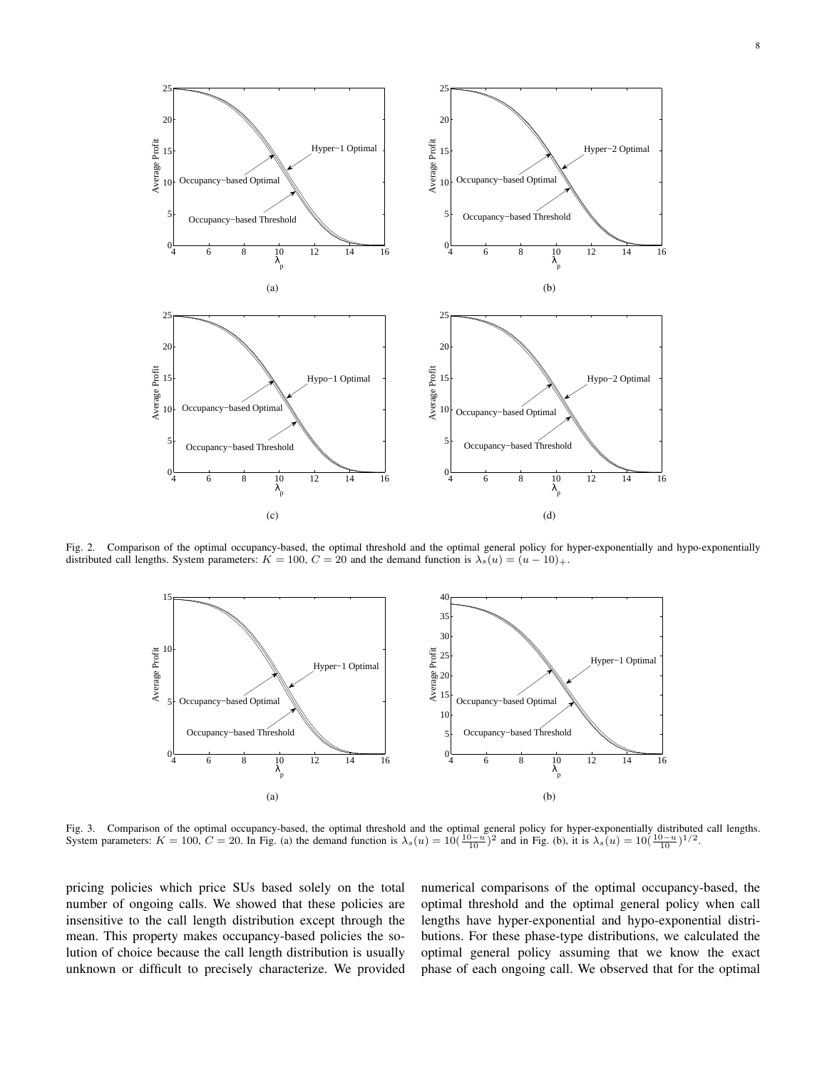Fig. 2. Comparison of the optimal occupancy-based, the optimal threshold and the optimal general policy for hyper-exponentially and hypo-exponentially distributed call lengths. System parameters: $K = 100$, $C = 20$ and the demand function is $\lambda_s(u) = (u - 10)_+$.

Fig. 3. Comparison of the optimal occupancy-based, the optimal threshold and the optimal general policy for hyper-exponentially distributed call lengths. System parameters: $K = 100$, $C = 20$. In Fig. (a) the demand function is $\lambda_s(u) = 10(\frac{10-u}{10})^2$ and in Fig. (b), it is $\lambda_s(u) = 10(\frac{10-u}{10})^{1/2}$.

pricing policies which price SUs based solely on the total number of ongoing calls. We showed that these policies are insensitive to the call length distribution except through the mean. This property makes occupancy-based policies the solution of choice because the call length distribution is usually unknown or difficult to precisely characterize. We provided numerical comparisons of the optimal occupancy-based, the optimal threshold and the optimal general policy when call lengths have hyper-exponential and hypo-exponential distributions. For these phase-type distributions, we calculated the optimal general policy assuming that we know the exact phase of each ongoing call. We observed that for the optimal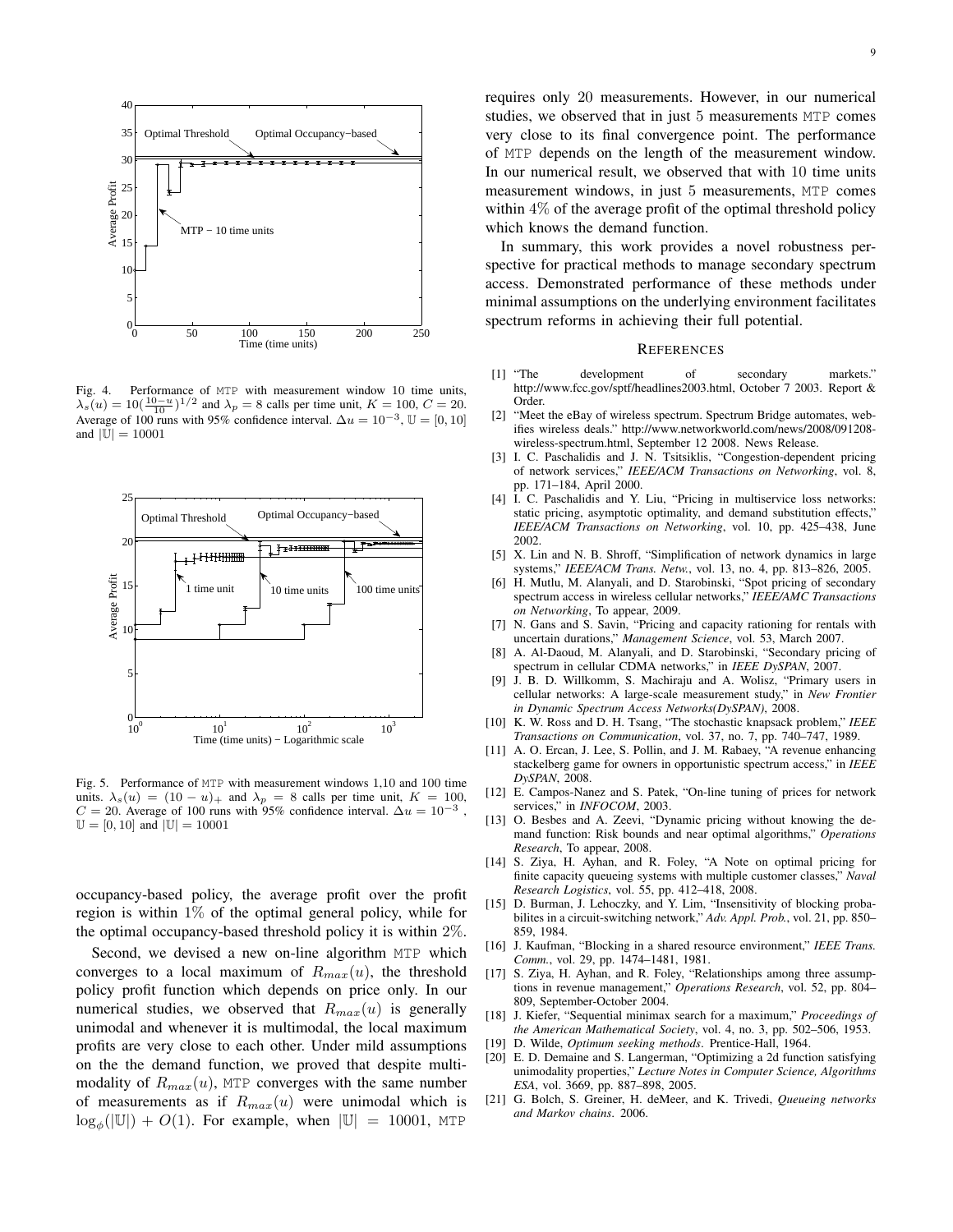40

35 Optimal Threshold Optimal Occupancy−based

30

25

20

15

10

5

0

0 50 100 150 200 250

Time (time units)

Average Profit

MTP − 10 time units

Fig. 4. Performance of MTP with measurement window 10 time units, $\lambda_s(u) = 10(\frac{10-u}{10})^{1/2}$ and $\lambda_p = 8$ calls per time unit, $K = 100$, $C = 20$. Average of 100 runs with 95% confidence interval. $\Delta u = 10^{-3}$, $\mathbb{U} = [0, 10]$ and $|\mathbb{U}| = 10001$

25

Optimal Threshold Optimal Occupancy−based

20

15

10

5

0

$10^0$ $10^1$ $10^2$ $10^3$

Time (time units) − Logarithmic scale

Average Profit

1 time unit

10 time units

100 time units

Fig. 5. Performance of MTP with measurement windows 1,10 and 100 time units. $\lambda_s(u) = (10 - u)_+$ and $\lambda_p = 8$ calls per time unit, $K = 100$, $C = 20$. Average of 100 runs with 95% confidence interval. $\Delta u = 10^{-3}$, $\mathbb{U} = [0, 10]$ and $|\mathbb{U}| = 10001$

occupancy-based policy, the average profit over the profit region is within 1% of the optimal general policy, while for the optimal occupancy-based threshold policy it is within 2%.

Second, we devised a new on-line algorithm MTP which converges to a local maximum of $R_{max}(u)$, the threshold policy profit function which depends on price only. In our numerical studies, we observed that $R_{max}(u)$ is generally unimodal and whenever it is multimodal, the local maximum profits are very close to each other. Under mild assumptions on the the demand function, we proved that despite multimodality of $R_{max}(u)$, MTP converges with the same number of measurements as if $R_{max}(u)$ were unimodal which is $\log_\phi(|\mathbb{U}|) + O(1)$. For example, when $|\mathbb{U}| = 10001$, MTP requires only 20 measurements. However, in our numerical studies, we observed that in just 5 measurements MTP comes very close to its final convergence point. The performance of MTP depends on the length of the measurement window. In our numerical result, we observed that with 10 time units measurement windows, in just 5 measurements, MTP comes within 4% of the average profit of the optimal threshold policy which knows the demand function.

In summary, this work provides a novel robustness perspective for practical methods to manage secondary spectrum access. Demonstrated performance of these methods under minimal assumptions on the underlying environment facilitates spectrum reforms in achieving their full potential.

## References

[1] "The development of secondary markets." http://www.fcc.gov/sptf/headlines2003.html, October 7 2003. Report & Order.

[2] "Meet the eBay of wireless spectrum. Spectrum Bridge automates, webifies wireless deals." http://www.networkworld.com/news/2008/091208-wireless-spectrum.html, September 12 2008. News Release.

[3] I. C. Paschalidis and J. N. Tsitsiklis, "Congestion-dependent pricing of network services," *IEEE/ACM Transactions on Networking*, vol. 8, pp. 171–184, April 2000.

[4] I. C. Paschalidis and Y. Liu, "Pricing in multiservice loss networks: static pricing, asymptotic optimality, and demand substitution effects," *IEEE/ACM Transactions on Networking*, vol. 10, pp. 425–438, June 2002.

[5] X. Lin and N. B. Shroff, "Simplification of network dynamics in large systems," *IEEE/ACM Trans. Netw.*, vol. 13, no. 4, pp. 813–826, 2005.

[6] H. Mutlu, M. Alanyali, and D. Starobinski, "Spot pricing of secondary spectrum access in wireless cellular networks," *IEEE/AMC Transactions on Networking*, To appear, 2009.

[7] N. Gans and S. Savin, "Pricing and capacity rationing for rentals with uncertain durations," *Management Science*, vol. 53, March 2007.

[8] A. Al-Daoud, M. Alanyali, and D. Starobinski, "Secondary pricing of spectrum in cellular CDMA networks," in *IEEE DySPAN*, 2007.

[9] J. B. D. Willkomm, S. Machiraju and A. Wolisz, "Primary users in cellular networks: A large-scale measurement study," in *New Frontier in Dynamic Spectrum Access Networks(DySPAN)*, 2008.

[10] K. W. Ross and D. H. Tsang, "The stochastic knapsack problem," *IEEE Transactions on Communication*, vol. 37, no. 7, pp. 740–747, 1989.

[11] A. O. Ercan, J. Lee, S. Pollin, and J. M. Rabaey, "A revenue enhancing stackelberg game for owners in opportunistic spectrum access," in *IEEE DySPAN*, 2008.

[12] E. Campos-Nanez and S. Patek, "On-line tuning of prices for network services," in *INFOCOM*, 2003.

[13] O. Besbes and A. Zeevi, "Dynamic pricing without knowing the demand function: Risk bounds and near optimal algorithms," *Operations Research*, To appear, 2008.

[14] S. Ziya, H. Ayhan, and R. Foley, "A Note on optimal pricing for finite capacity queueing systems with multiple customer classes," *Naval Research Logistics*, vol. 55, pp. 412–418, 2008.

[15] D. Burman, J. Lehoczky, and Y. Lim, "Insensitivity of blocking probabilites in a circuit-switching network," *Adv. Appl. Prob.*, vol. 21, pp. 850–859, 1984.

[16] J. Kaufman, "Blocking in a shared resource environment," *IEEE Trans. Comm.*, vol. 29, pp. 1474–1481, 1981.

[17] S. Ziya, H. Ayhan, and R. Foley, "Relationships among three assumptions in revenue management," *Operations Research*, vol. 52, pp. 804–809, September-October 2004.

[18] J. Kiefer, "Sequential minimax search for a maximum," *Proceedings of the American Mathematical Society*, vol. 4, no. 3, pp. 502–506, 1953.

[19] D. Wilde, *Optimum seeking methods*. Prentice-Hall, 1964.

[20] E. D. Demaine and S. Langerman, "Optimizing a 2d function satisfying unimodality properties," *Lecture Notes in Computer Science, Algorithms ESA*, vol. 3669, pp. 887–898, 2005.

[21] G. Bolch, S. Greiner, H. deMeer, and K. Trivedi, *Queueing networks and Markov chains*. 2006.